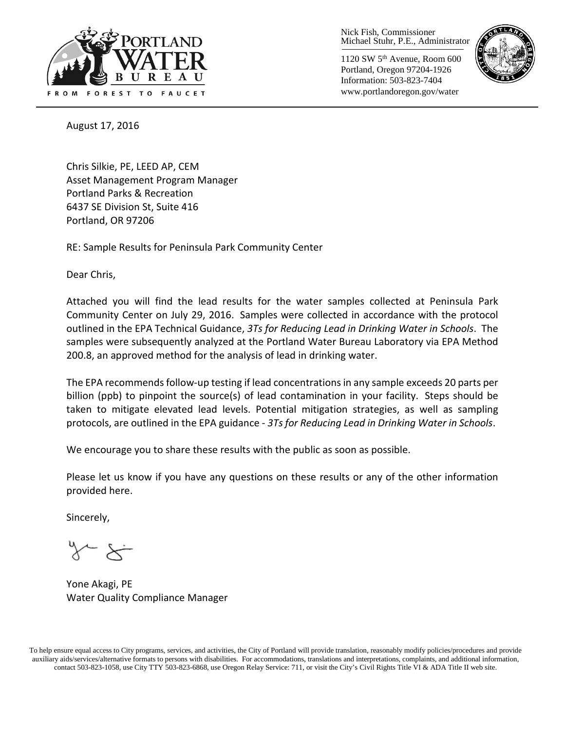PORTLAND WATER BUREAU
FROM FOREST TO FAUCET

Nick Fish, Commissioner
Michael Stuhr, P.E., Administrator

1120 SW 5th Avenue, Room 600
Portland, Oregon 97204-1926
Information: 503-823-7404
www.portlandoregon.gov/water

August 17, 2016

Chris Silkie, PE, LEED AP, CEM
Asset Management Program Manager
Portland Parks & Recreation
6437 SE Division St, Suite 416
Portland, OR 97206

RE: Sample Results for Peninsula Park Community Center

Dear Chris,

Attached you will find the lead results for the water samples collected at Peninsula Park Community Center on July 29, 2016. Samples were collected in accordance with the protocol outlined in the EPA Technical Guidance, *3Ts for Reducing Lead in Drinking Water in Schools*. The samples were subsequently analyzed at the Portland Water Bureau Laboratory via EPA Method 200.8, an approved method for the analysis of lead in drinking water.

The EPA recommends follow-up testing if lead concentrations in any sample exceeds 20 parts per billion (ppb) to pinpoint the source(s) of lead contamination in your facility. Steps should be taken to mitigate elevated lead levels. Potential mitigation strategies, as well as sampling protocols, are outlined in the EPA guidance - *3Ts for Reducing Lead in Drinking Water in Schools*.

We encourage you to share these results with the public as soon as possible.

Please let us know if you have any questions on these results or any of the other information provided here.

Sincerely,

Yone Akagi, PE
Water Quality Compliance Manager

To help ensure equal access to City programs, services, and activities, the City of Portland will provide translation, reasonably modify policies/procedures and provide auxiliary aids/services/alternative formats to persons with disabilities. For accommodations, translations and interpretations, complaints, and additional information, contact 503-823-1058, use City TTY 503-823-6868, use Oregon Relay Service: 711, or visit the City's Civil Rights Title VI & ADA Title II web site.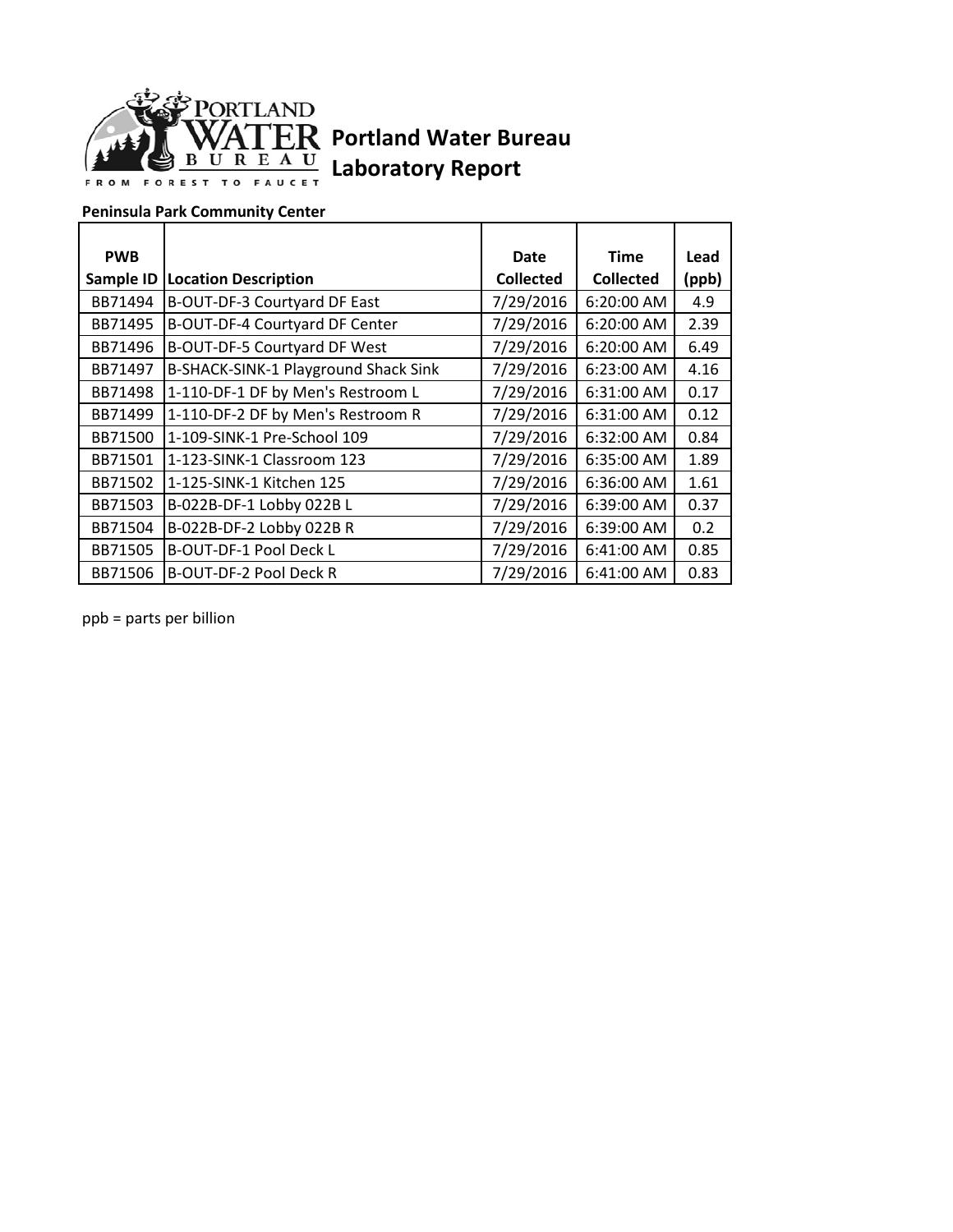PORTLAND WATER BUREAU

FROM FOREST TO FAUCET

# Portland Water Bureau Laboratory Report

**Peninsula Park Community Center**

| PWB Sample ID | Location Description | Date Collected | Time Collected | Lead (ppb) |
|---|---|---|---|---|
| BB71494 | B-OUT-DF-3 Courtyard DF East | 7/29/2016 | 6:20:00 AM | 4.9 |
| BB71495 | B-OUT-DF-4 Courtyard DF Center | 7/29/2016 | 6:20:00 AM | 2.39 |
| BB71496 | B-OUT-DF-5 Courtyard DF West | 7/29/2016 | 6:20:00 AM | 6.49 |
| BB71497 | B-SHACK-SINK-1 Playground Shack Sink | 7/29/2016 | 6:23:00 AM | 4.16 |
| BB71498 | 1-110-DF-1 DF by Men's Restroom L | 7/29/2016 | 6:31:00 AM | 0.17 |
| BB71499 | 1-110-DF-2 DF by Men's Restroom R | 7/29/2016 | 6:31:00 AM | 0.12 |
| BB71500 | 1-109-SINK-1 Pre-School 109 | 7/29/2016 | 6:32:00 AM | 0.84 |
| BB71501 | 1-123-SINK-1 Classroom 123 | 7/29/2016 | 6:35:00 AM | 1.89 |
| BB71502 | 1-125-SINK-1 Kitchen 125 | 7/29/2016 | 6:36:00 AM | 1.61 |
| BB71503 | B-022B-DF-1 Lobby 022B L | 7/29/2016 | 6:39:00 AM | 0.37 |
| BB71504 | B-022B-DF-2 Lobby 022B R | 7/29/2016 | 6:39:00 AM | 0.2 |
| BB71505 | B-OUT-DF-1 Pool Deck L | 7/29/2016 | 6:41:00 AM | 0.85 |
| BB71506 | B-OUT-DF-2 Pool Deck R | 7/29/2016 | 6:41:00 AM | 0.83 |

ppb = parts per billion